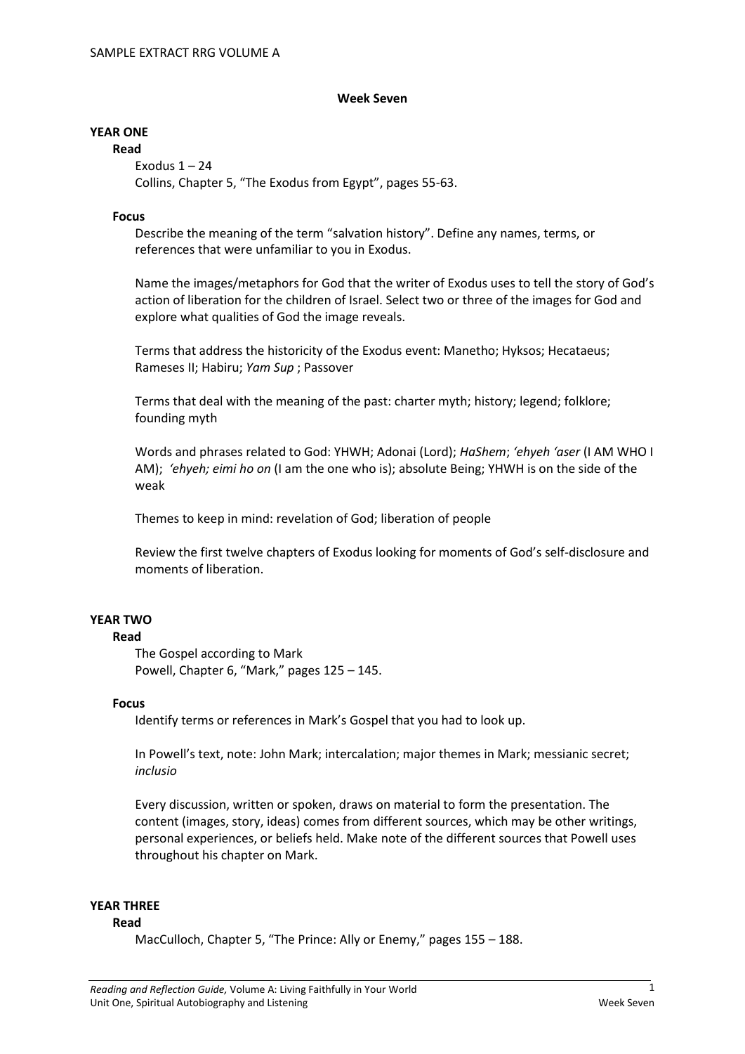## Week Seven

### YEAR ONE

#### Read

Exodus 1 – 24
Collins, Chapter 5, "The Exodus from Egypt", pages 55-63.

#### Focus

Describe the meaning of the term "salvation history". Define any names, terms, or references that were unfamiliar to you in Exodus.

Name the images/metaphors for God that the writer of Exodus uses to tell the story of God's action of liberation for the children of Israel. Select two or three of the images for God and explore what qualities of God the image reveals.

Terms that address the historicity of the Exodus event: Manetho; Hyksos; Hecataeus; Rameses II; Habiru; *Yam Sup* ; Passover

Terms that deal with the meaning of the past: charter myth; history; legend; folklore; founding myth

Words and phrases related to God: YHWH; Adonai (Lord); *HaShem*; *'ehyeh 'aser* (I AM WHO I AM); *'ehyeh; eimi ho on* (I am the one who is); absolute Being; YHWH is on the side of the weak

Themes to keep in mind: revelation of God; liberation of people

Review the first twelve chapters of Exodus looking for moments of God's self-disclosure and moments of liberation.

### YEAR TWO

#### Read

The Gospel according to Mark
Powell, Chapter 6, "Mark," pages 125 – 145.

#### Focus

Identify terms or references in Mark's Gospel that you had to look up.

In Powell's text, note: John Mark; intercalation; major themes in Mark; messianic secret; *inclusio*

Every discussion, written or spoken, draws on material to form the presentation. The content (images, story, ideas) comes from different sources, which may be other writings, personal experiences, or beliefs held. Make note of the different sources that Powell uses throughout his chapter on Mark.

### YEAR THREE

#### Read

MacCulloch, Chapter 5, "The Prince: Ally or Enemy," pages 155 – 188.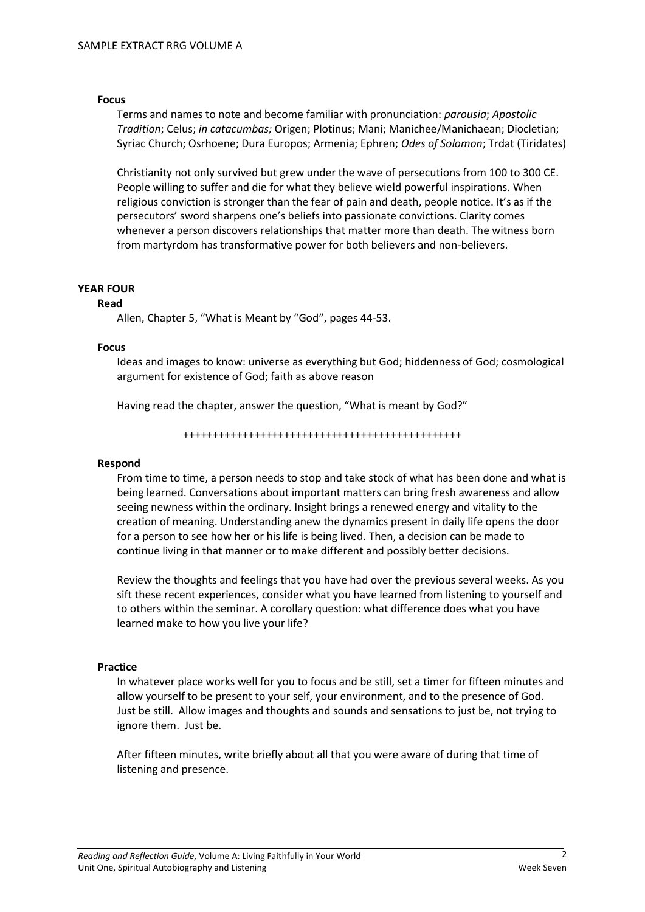**Focus**

Terms and names to note and become familiar with pronunciation: *parousia*; *Apostolic Tradition*; Celus; *in catacumbas;* Origen; Plotinus; Mani; Manichee/Manichaean; Diocletian; Syriac Church; Osrhoene; Dura Europos; Armenia; Ephren; *Odes of Solomon*; Trdat (Tiridates)

Christianity not only survived but grew under the wave of persecutions from 100 to 300 CE. People willing to suffer and die for what they believe wield powerful inspirations. When religious conviction is stronger than the fear of pain and death, people notice. It's as if the persecutors' sword sharpens one's beliefs into passionate convictions. Clarity comes whenever a person discovers relationships that matter more than death. The witness born from martyrdom has transformative power for both believers and non-believers.

## YEAR FOUR

**Read**

Allen, Chapter 5, "What is Meant by "God", pages 44-53.

**Focus**

Ideas and images to know: universe as everything but God; hiddenness of God; cosmological argument for existence of God; faith as above reason

Having read the chapter, answer the question, "What is meant by God?"

++++++++++++++++++++++++++++++++++++++++++++++

**Respond**

From time to time, a person needs to stop and take stock of what has been done and what is being learned. Conversations about important matters can bring fresh awareness and allow seeing newness within the ordinary. Insight brings a renewed energy and vitality to the creation of meaning. Understanding anew the dynamics present in daily life opens the door for a person to see how her or his life is being lived. Then, a decision can be made to continue living in that manner or to make different and possibly better decisions.

Review the thoughts and feelings that you have had over the previous several weeks. As you sift these recent experiences, consider what you have learned from listening to yourself and to others within the seminar. A corollary question: what difference does what you have learned make to how you live your life?

**Practice**

In whatever place works well for you to focus and be still, set a timer for fifteen minutes and allow yourself to be present to your self, your environment, and to the presence of God. Just be still. Allow images and thoughts and sounds and sensations to just be, not trying to ignore them. Just be.

After fifteen minutes, write briefly about all that you were aware of during that time of listening and presence.